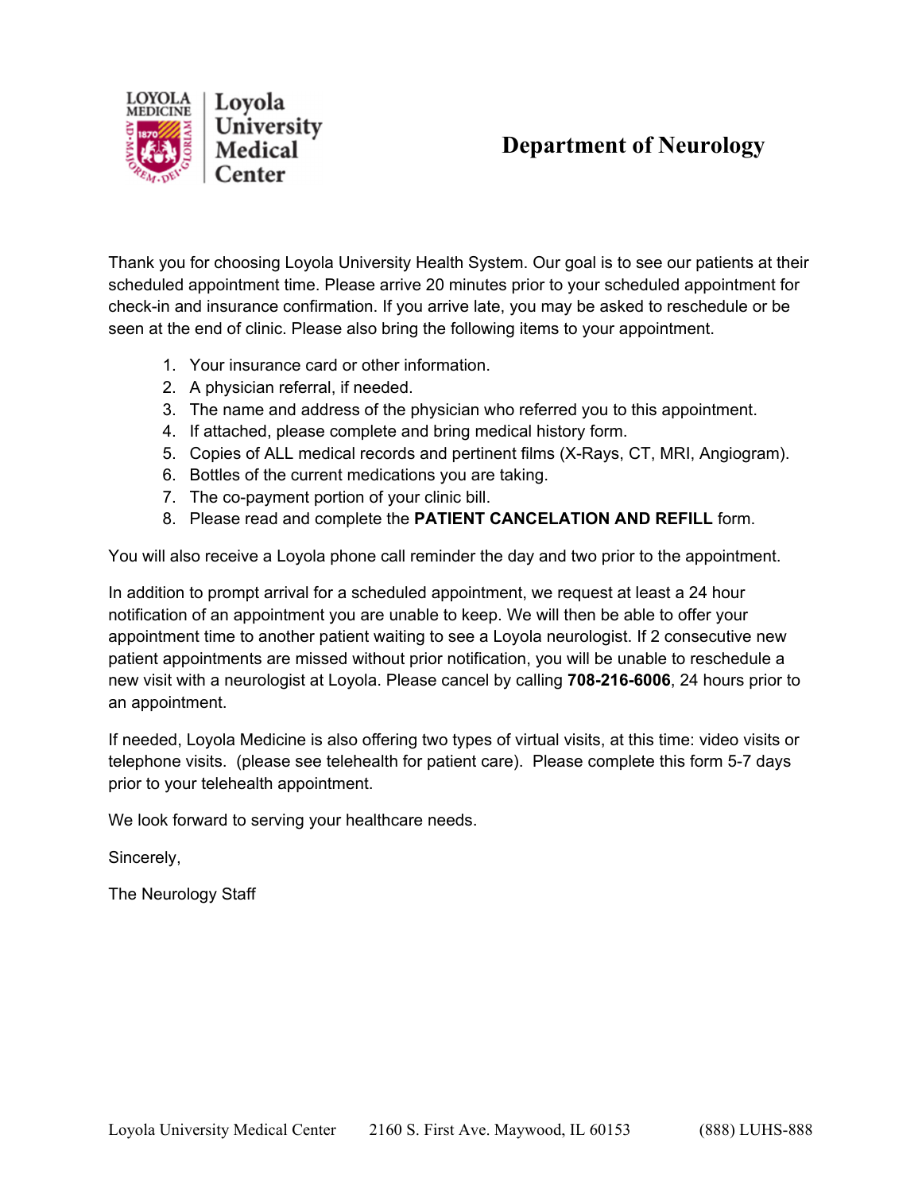Loyola University Medical Center

# Department of Neurology

Thank you for choosing Loyola University Health System. Our goal is to see our patients at their scheduled appointment time. Please arrive 20 minutes prior to your scheduled appointment for check-in and insurance confirmation. If you arrive late, you may be asked to reschedule or be seen at the end of clinic. Please also bring the following items to your appointment.

1. Your insurance card or other information.
2. A physician referral, if needed.
3. The name and address of the physician who referred you to this appointment.
4. If attached, please complete and bring medical history form.
5. Copies of ALL medical records and pertinent films (X-Rays, CT, MRI, Angiogram).
6. Bottles of the current medications you are taking.
7. The co-payment portion of your clinic bill.
8. Please read and complete the **PATIENT CANCELATION AND REFILL** form.

You will also receive a Loyola phone call reminder the day and two prior to the appointment.

In addition to prompt arrival for a scheduled appointment, we request at least a 24 hour notification of an appointment you are unable to keep. We will then be able to offer your appointment time to another patient waiting to see a Loyola neurologist. If 2 consecutive new patient appointments are missed without prior notification, you will be unable to reschedule a new visit with a neurologist at Loyola. Please cancel by calling **708-216-6006**, 24 hours prior to an appointment.

If needed, Loyola Medicine is also offering two types of virtual visits, at this time: video visits or telephone visits. (please see telehealth for patient care). Please complete this form 5-7 days prior to your telehealth appointment.

We look forward to serving your healthcare needs.

Sincerely,

The Neurology Staff

Loyola University Medical Center 2160 S. First Ave. Maywood, IL 60153 (888) LUHS-888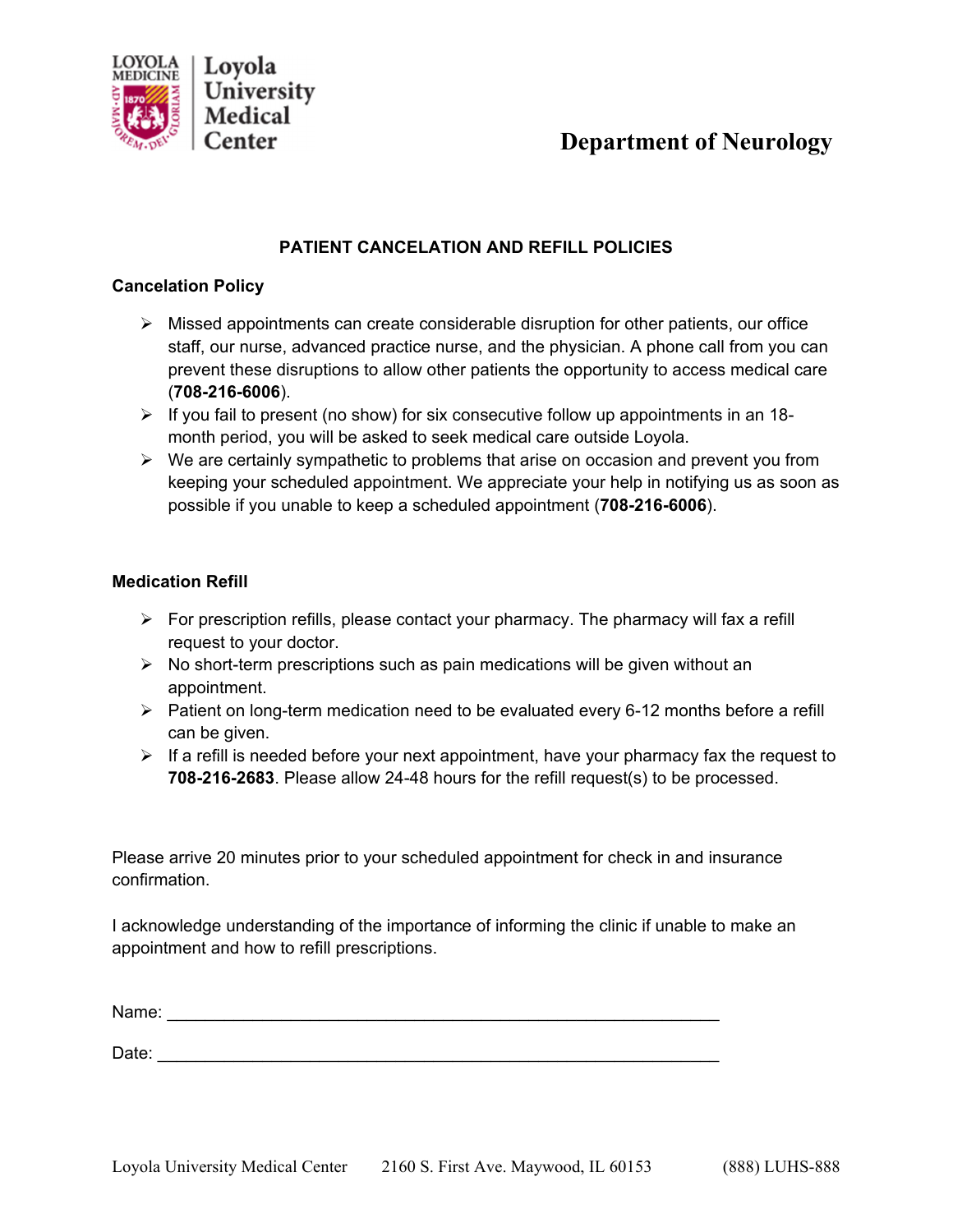Loyola University Medical Center

# Department of Neurology

## PATIENT CANCELATION AND REFILL POLICIES

### Cancelation Policy

- Missed appointments can create considerable disruption for other patients, our office staff, our nurse, advanced practice nurse, and the physician. A phone call from you can prevent these disruptions to allow other patients the opportunity to access medical care (**708-216-6006**).
- If you fail to present (no show) for six consecutive follow up appointments in an 18-month period, you will be asked to seek medical care outside Loyola.
- We are certainly sympathetic to problems that arise on occasion and prevent you from keeping your scheduled appointment. We appreciate your help in notifying us as soon as possible if you unable to keep a scheduled appointment (**708-216-6006**).

### Medication Refill

- For prescription refills, please contact your pharmacy. The pharmacy will fax a refill request to your doctor.
- No short-term prescriptions such as pain medications will be given without an appointment.
- Patient on long-term medication need to be evaluated every 6-12 months before a refill can be given.
- If a refill is needed before your next appointment, have your pharmacy fax the request to **708-216-2683**. Please allow 24-48 hours for the refill request(s) to be processed.

Please arrive 20 minutes prior to your scheduled appointment for check in and insurance confirmation.

I acknowledge understanding of the importance of informing the clinic if unable to make an appointment and how to refill prescriptions.

Name: ____________________________________________________________

Date: _____________________________________________________________

Loyola University Medical Center 2160 S. First Ave. Maywood, IL 60153 (888) LUHS-888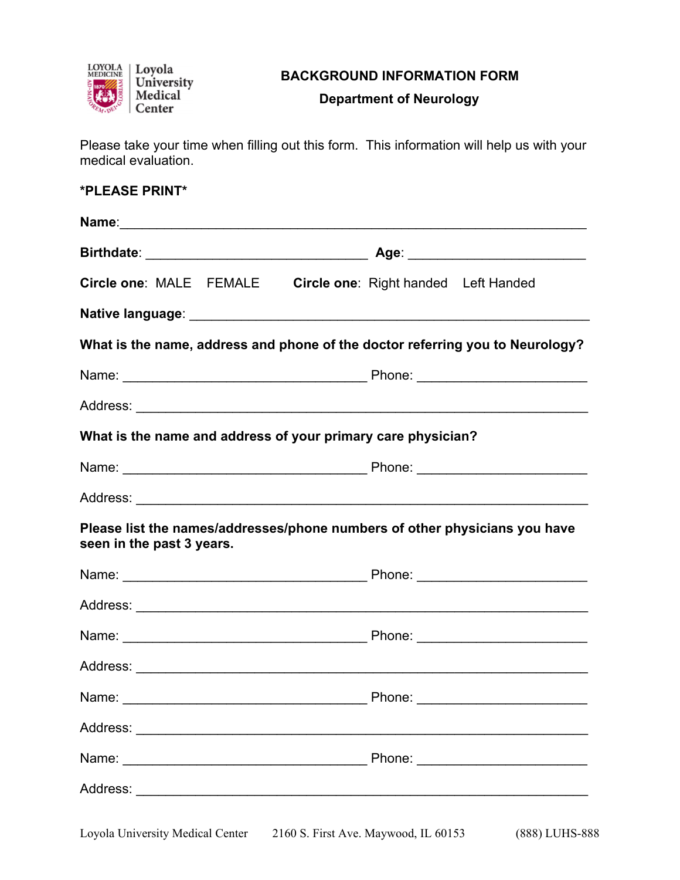Loyola University Medical Center

# BACKGROUND INFORMATION FORM

## Department of Neurology

Please take your time when filling out this form. This information will help us with your medical evaluation.

**\*PLEASE PRINT\***

**Name**:_______________________________________________________________

**Birthdate**: ______________________________ **Age**: ________________________

**Circle one**: MALE FEMALE **Circle one**: Right handed Left Handed

**Native language**: _____________________________________________________

**What is the name, address and phone of the doctor referring you to Neurology?**

Name: _________________________________ Phone: _______________________

Address: ______________________________________________________________

**What is the name and address of your primary care physician?**

Name: _________________________________ Phone: _______________________

Address: ______________________________________________________________

**Please list the names/addresses/phone numbers of other physicians you have seen in the past 3 years.**

Name: _________________________________ Phone: _______________________

Address: ______________________________________________________________

Name: _________________________________ Phone: _______________________

Address: ______________________________________________________________

Name: _________________________________ Phone: _______________________

Address: ______________________________________________________________

Name: _________________________________ Phone: _______________________

Address: ______________________________________________________________

Loyola University Medical Center 2160 S. First Ave. Maywood, IL 60153 (888) LUHS-888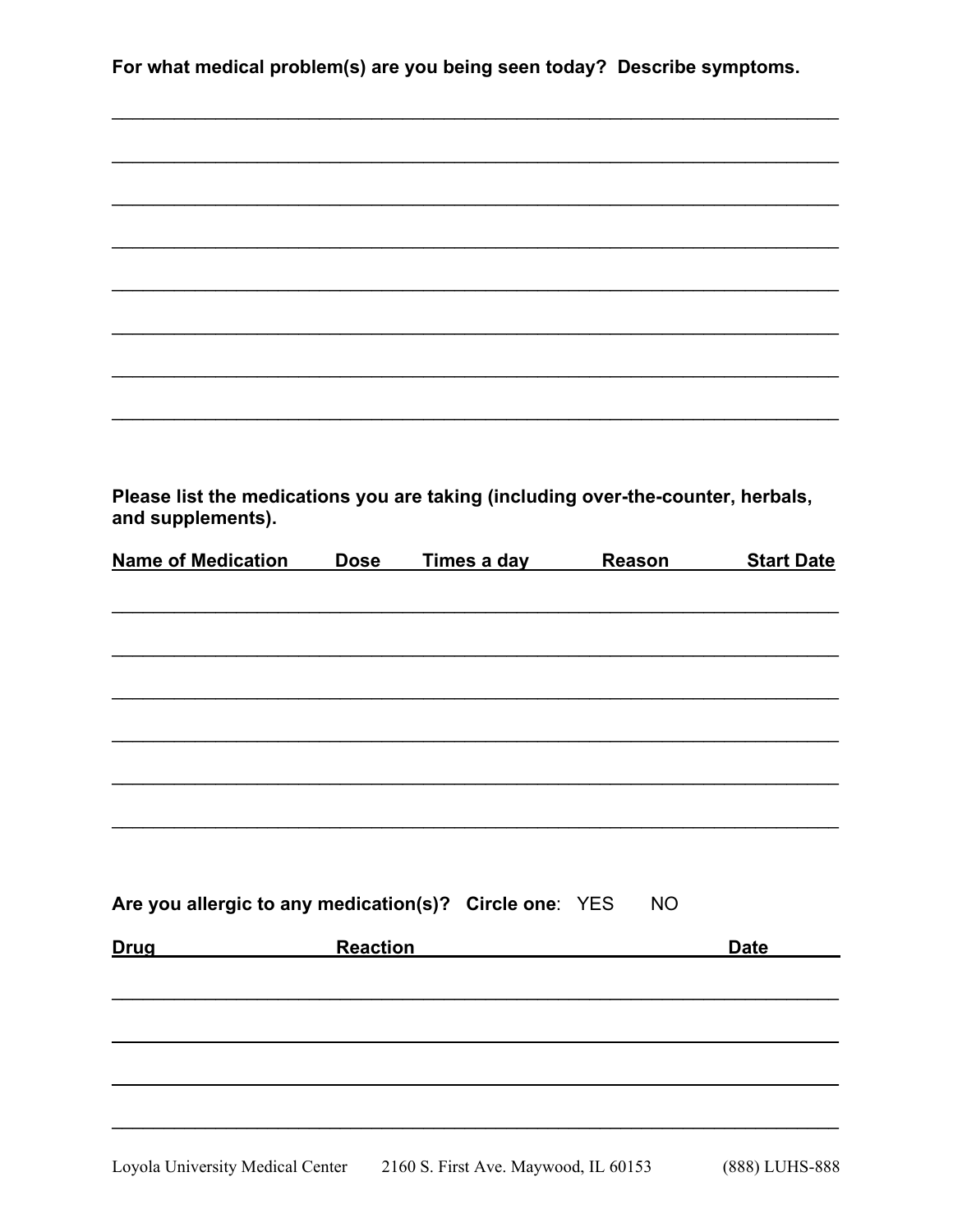**For what medical problem(s) are you being seen today? Describe symptoms.**

______________________________________________________________________________

______________________________________________________________________________

______________________________________________________________________________

______________________________________________________________________________

______________________________________________________________________________

______________________________________________________________________________

______________________________________________________________________________

______________________________________________________________________________

**Please list the medications you are taking (including over-the-counter, herbals, and supplements).**

| Name of Medication | Dose | Times a day | Reason | Start Date |
| --- | --- | --- | --- | --- |
| | | | | |
| | | | | |
| | | | | |
| | | | | |
| | | | | |
| | | | | |

**Are you allergic to any medication(s)? Circle one**: YES NO

| Drug | Reaction | Date |
| --- | --- | --- |
| | | |
| | | |
| | | |
| | | |

Loyola University Medical Center 2160 S. First Ave. Maywood, IL 60153 (888) LUHS-888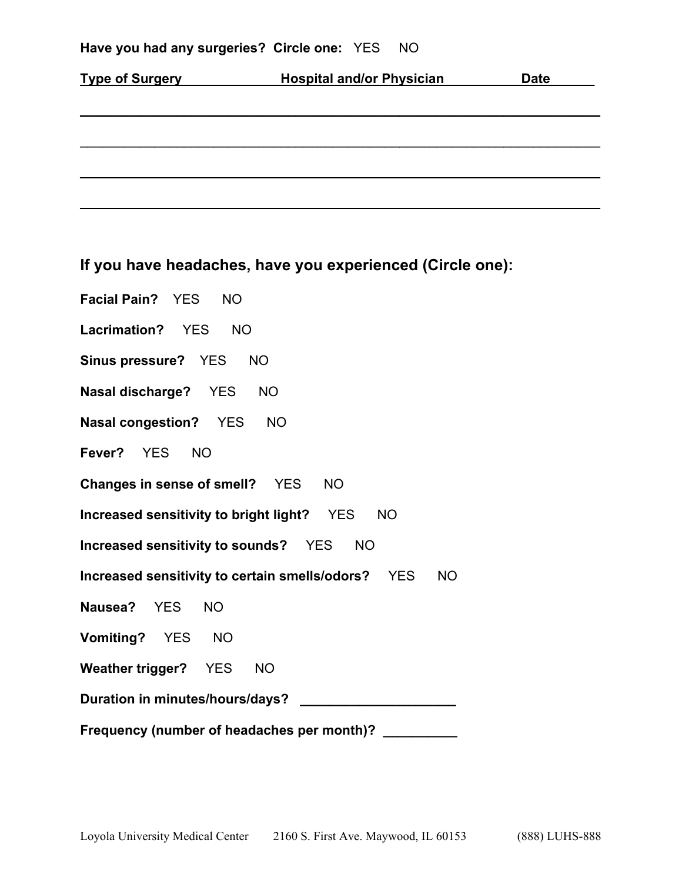**Have you had any surgeries? Circle one:** YES NO

| Type of Surgery | Hospital and/or Physician | Date |
|---|---|---|
| | | |
| | | |
| | | |
| | | |

## If you have headaches, have you experienced (Circle one):

**Facial Pain?** YES NO

**Lacrimation?** YES NO

**Sinus pressure?** YES NO

**Nasal discharge?** YES NO

**Nasal congestion?** YES NO

**Fever?** YES NO

**Changes in sense of smell?** YES NO

**Increased sensitivity to bright light?** YES NO

**Increased sensitivity to sounds?** YES NO

**Increased sensitivity to certain smells/odors?** YES NO

**Nausea?** YES NO

**Vomiting?** YES NO

**Weather trigger?** YES NO

**Duration in minutes/hours/days?** _____________________

**Frequency (number of headaches per month)?** __________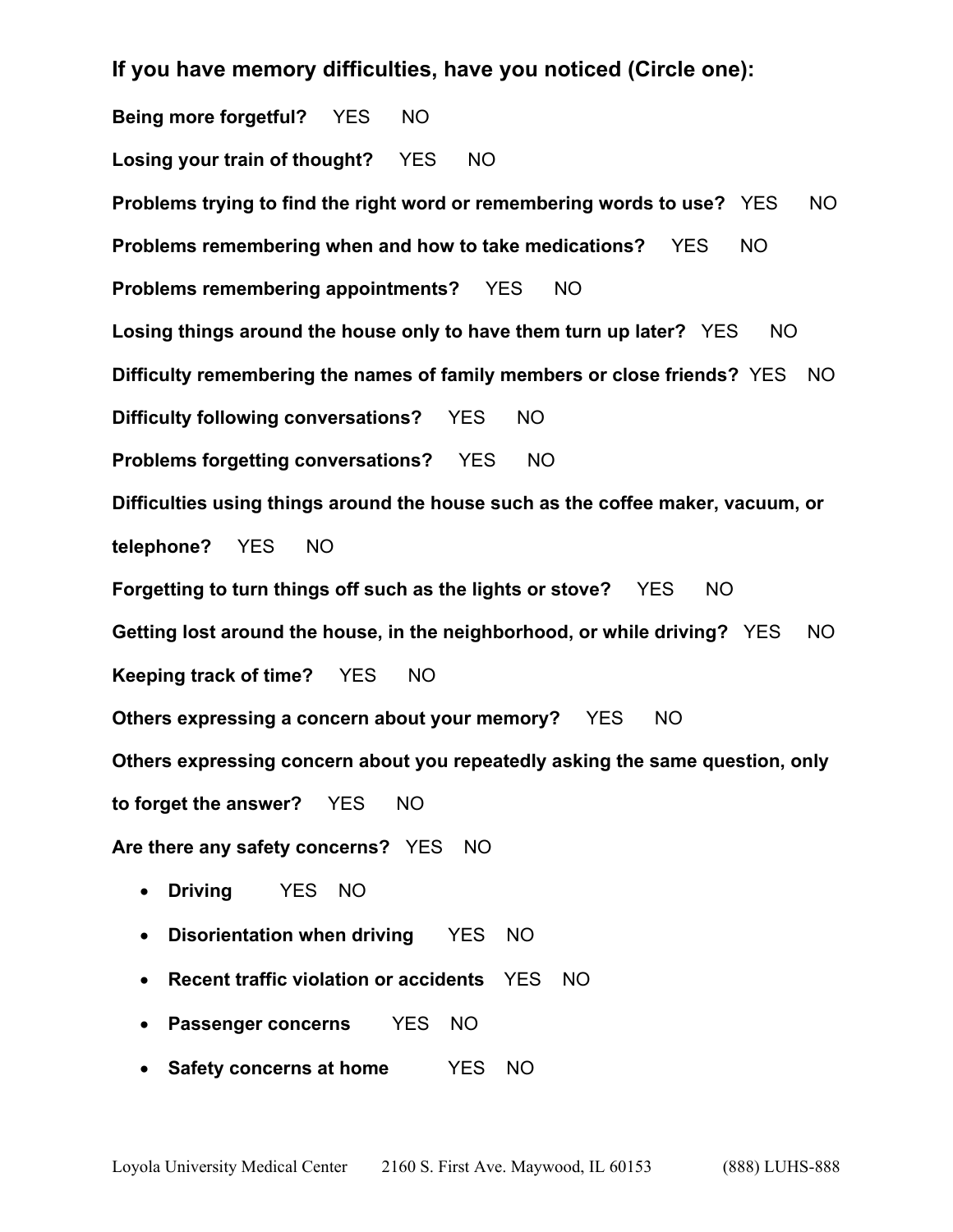### If you have memory difficulties, have you noticed (Circle one):

**Being more forgetful?** YES NO

**Losing your train of thought?** YES NO

**Problems trying to find the right word or remembering words to use?** YES NO

**Problems remembering when and how to take medications?** YES NO

**Problems remembering appointments?** YES NO

**Losing things around the house only to have them turn up later?** YES NO

**Difficulty remembering the names of family members or close friends?** YES NO

**Difficulty following conversations?** YES NO

**Problems forgetting conversations?** YES NO

**Difficulties using things around the house such as the coffee maker, vacuum, or telephone?** YES NO

**Forgetting to turn things off such as the lights or stove?** YES NO

**Getting lost around the house, in the neighborhood, or while driving?** YES NO

**Keeping track of time?** YES NO

**Others expressing a concern about your memory?** YES NO

**Others expressing concern about you repeatedly asking the same question, only to forget the answer?** YES NO

**Are there any safety concerns?** YES NO

- **Driving** YES NO
- **Disorientation when driving** YES NO
- **Recent traffic violation or accidents** YES NO
- **Passenger concerns** YES NO
- **Safety concerns at home** YES NO

Loyola University Medical Center 2160 S. First Ave. Maywood, IL 60153 (888) LUHS-888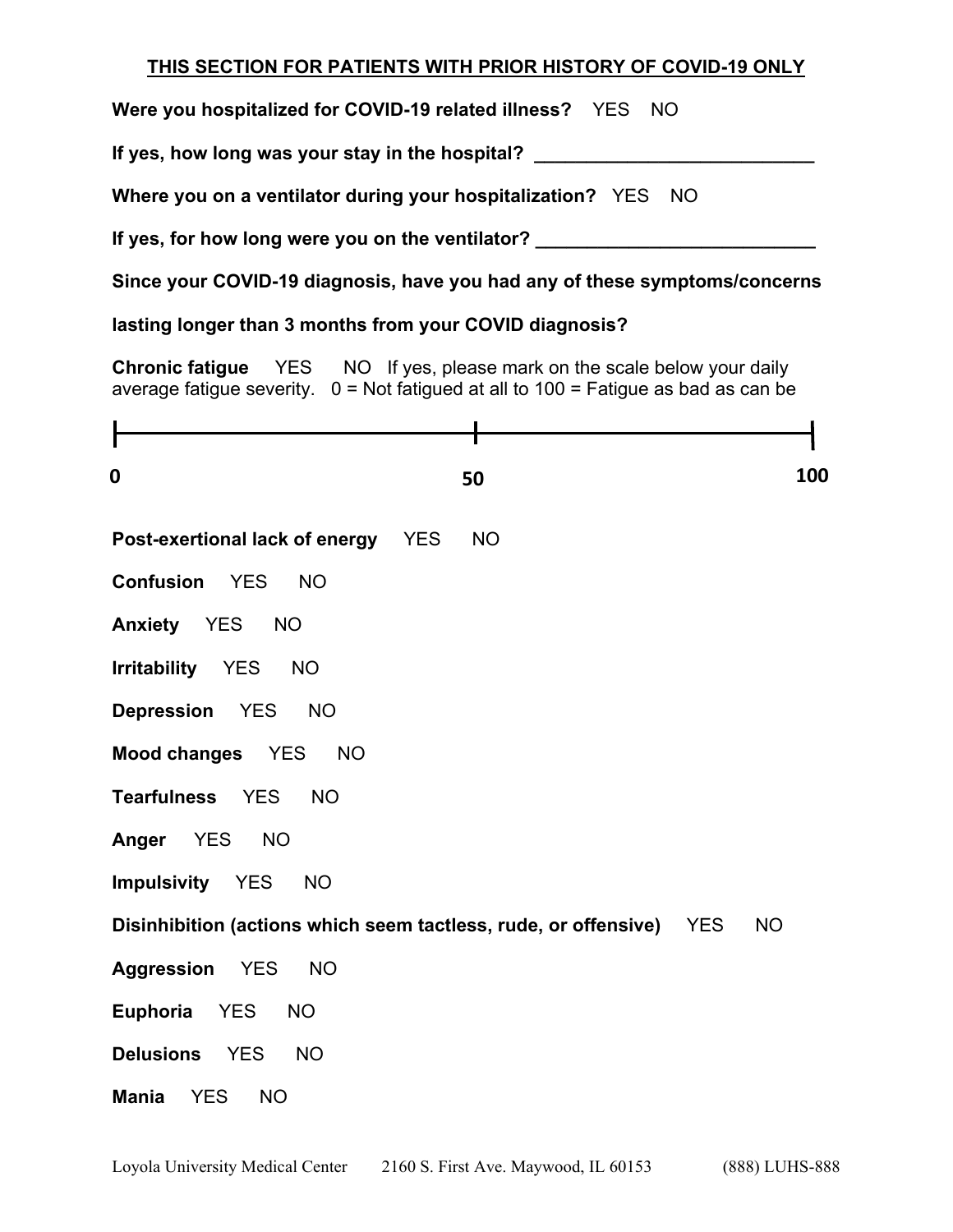**THIS SECTION FOR PATIENTS WITH PRIOR HISTORY OF COVID-19 ONLY**

**Were you hospitalized for COVID-19 related illness?** YES NO

**If yes, how long was your stay in the hospital?** ___________________________

**Where you on a ventilator during your hospitalization?** YES NO

**If yes, for how long were you on the ventilator?** ___________________________

**Since your COVID-19 diagnosis, have you had any of these symptoms/concerns lasting longer than 3 months from your COVID diagnosis?**

**Chronic fatigue** YES NO If yes, please mark on the scale below your daily average fatigue severity. 0 = Not fatigued at all to 100 = Fatigue as bad as can be

0 ———————————— 50 ———————————— 100

**Post-exertional lack of energy** YES NO

**Confusion** YES NO

**Anxiety** YES NO

**Irritability** YES NO

**Depression** YES NO

**Mood changes** YES NO

**Tearfulness** YES NO

**Anger** YES NO

**Impulsivity** YES NO

**Disinhibition (actions which seem tactless, rude, or offensive)** YES NO

**Aggression** YES NO

**Euphoria** YES NO

**Delusions** YES NO

**Mania** YES NO

Loyola University Medical Center 2160 S. First Ave. Maywood, IL 60153 (888) LUHS-888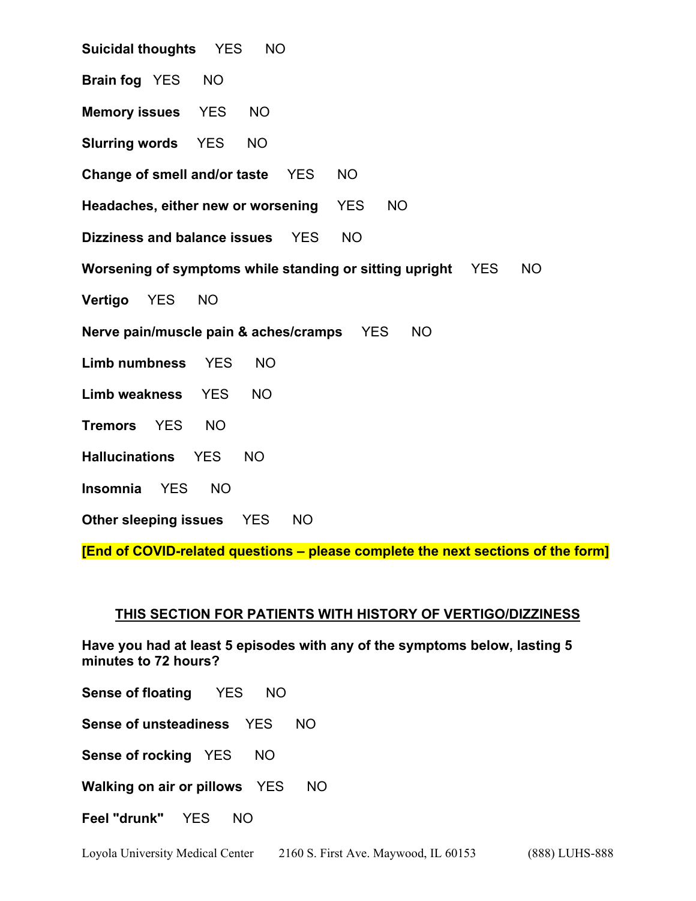**Suicidal thoughts** YES NO

**Brain fog** YES NO

**Memory issues** YES NO

**Slurring words** YES NO

**Change of smell and/or taste** YES NO

**Headaches, either new or worsening** YES NO

**Dizziness and balance issues** YES NO

**Worsening of symptoms while standing or sitting upright** YES NO

**Vertigo** YES NO

**Nerve pain/muscle pain & aches/cramps** YES NO

**Limb numbness** YES NO

**Limb weakness** YES NO

**Tremors** YES NO

**Hallucinations** YES NO

**Insomnia** YES NO

**Other sleeping issues** YES NO

**[End of COVID-related questions – please complete the next sections of the form]**

## THIS SECTION FOR PATIENTS WITH HISTORY OF VERTIGO/DIZZINESS

**Have you had at least 5 episodes with any of the symptoms below, lasting 5 minutes to 72 hours?**

**Sense of floating** YES NO

**Sense of unsteadiness** YES NO

**Sense of rocking** YES NO

**Walking on air or pillows** YES NO

**Feel "drunk"** YES NO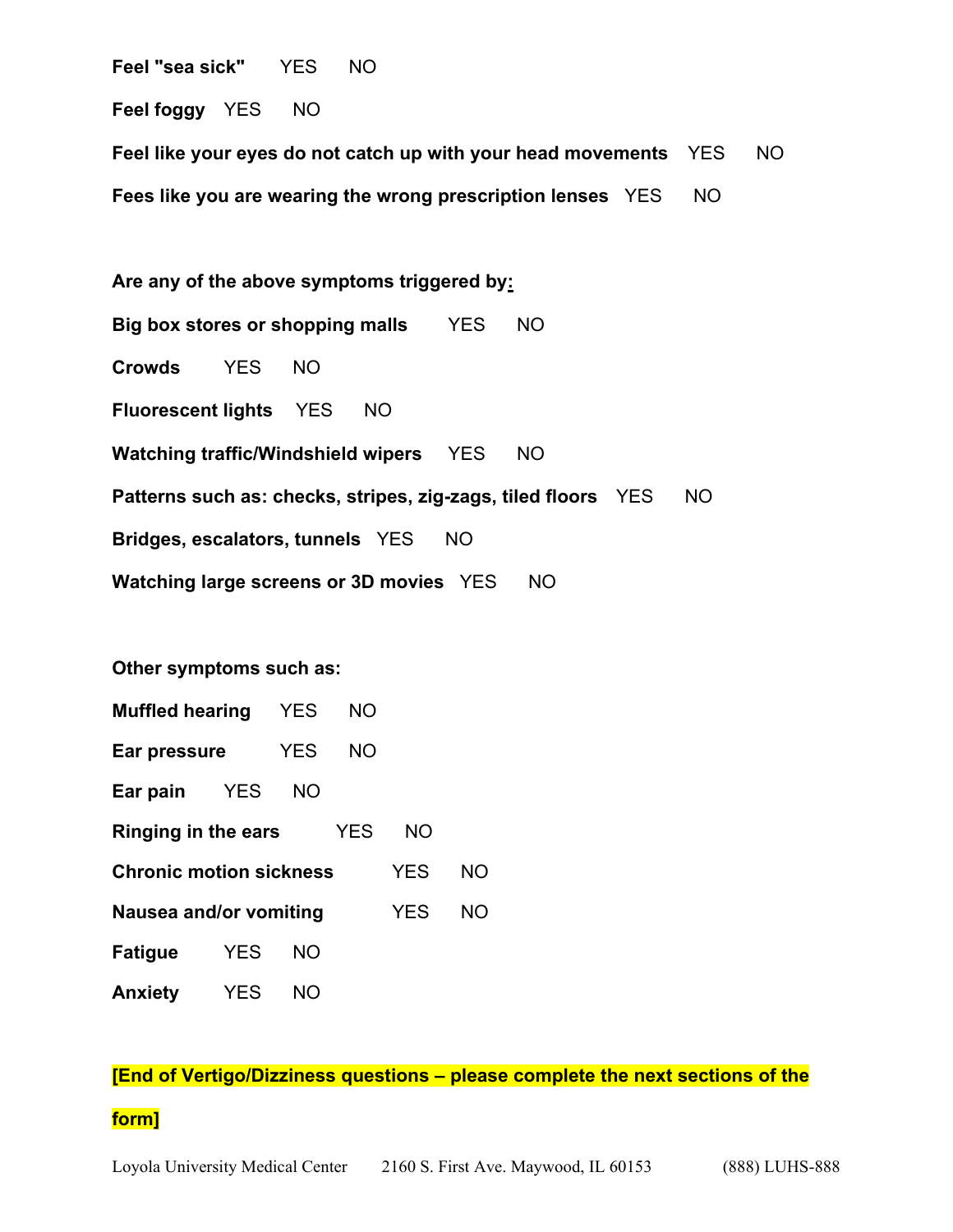**Feel "sea sick"** YES NO

**Feel foggy** YES NO

**Feel like your eyes do not catch up with your head movements** YES NO

**Fees like you are wearing the wrong prescription lenses** YES NO

**Are any of the above symptoms triggered by:**

**Big box stores or shopping malls** YES NO

**Crowds** YES NO

**Fluorescent lights** YES NO

**Watching traffic/Windshield wipers** YES NO

**Patterns such as: checks, stripes, zig-zags, tiled floors** YES NO

**Bridges, escalators, tunnels** YES NO

**Watching large screens or 3D movies** YES NO

**Other symptoms such as:**

**Muffled hearing** YES NO

**Ear pressure** YES NO

**Ear pain** YES NO

**Ringing in the ears** YES NO

**Chronic motion sickness** YES NO

**Nausea and/or vomiting** YES NO

**Fatigue** YES NO

**Anxiety** YES NO

**[End of Vertigo/Dizziness questions – please complete the next sections of the form]**

Loyola University Medical Center 2160 S. First Ave. Maywood, IL 60153 (888) LUHS-888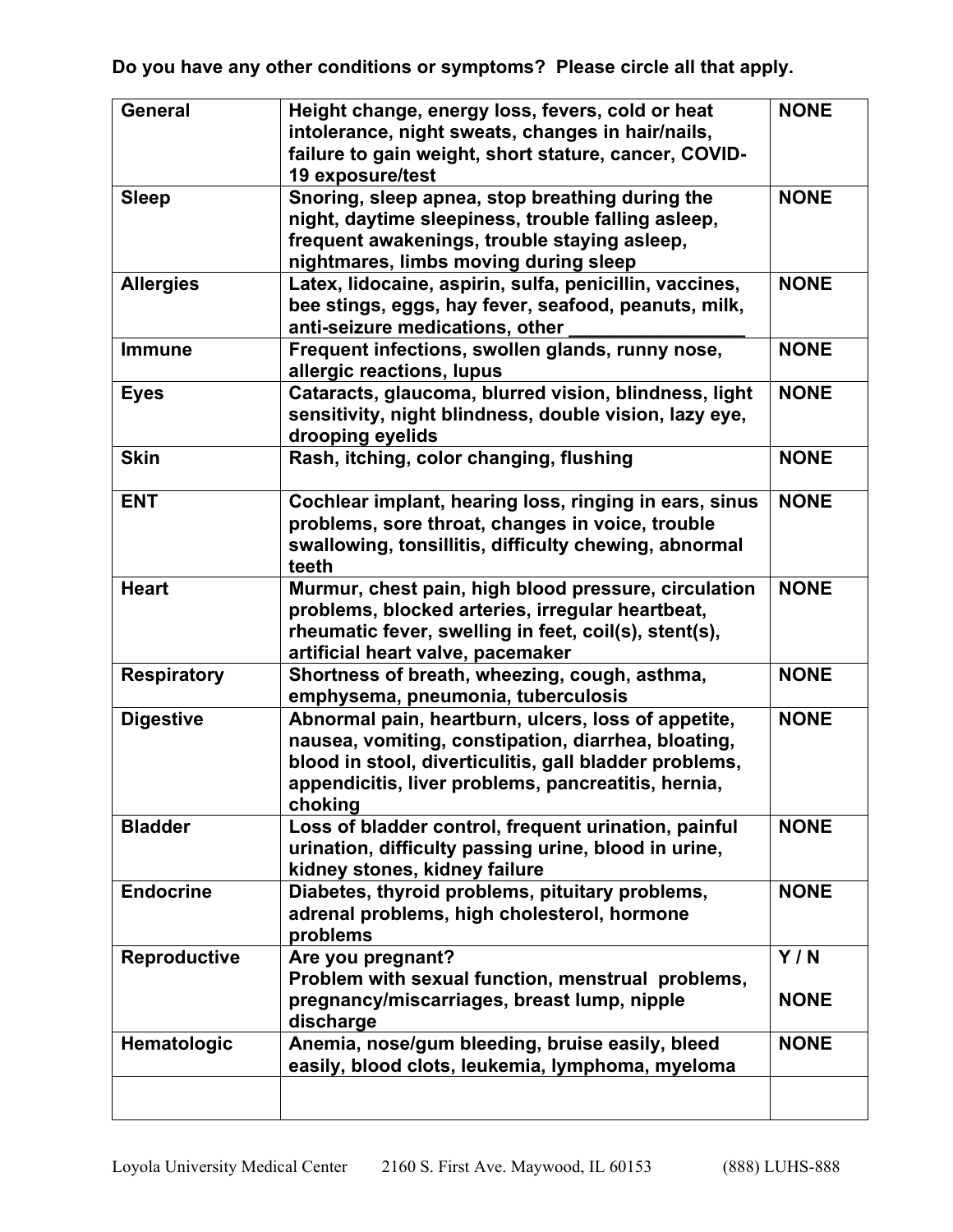**Do you have any other conditions or symptoms? Please circle all that apply.**

| | | |
|---|---|---|
| **General** | **Height change, energy loss, fevers, cold or heat intolerance, night sweats, changes in hair/nails, failure to gain weight, short stature, cancer, COVID-19 exposure/test** | **NONE** |
| **Sleep** | **Snoring, sleep apnea, stop breathing during the night, daytime sleepiness, trouble falling asleep, frequent awakenings, trouble staying asleep, nightmares, limbs moving during sleep** | **NONE** |
| **Allergies** | **Latex, lidocaine, aspirin, sulfa, penicillin, vaccines, bee stings, eggs, hay fever, seafood, peanuts, milk, anti-seizure medications, other _________________** | **NONE** |
| **Immune** | **Frequent infections, swollen glands, runny nose, allergic reactions, lupus** | **NONE** |
| **Eyes** | **Cataracts, glaucoma, blurred vision, blindness, light sensitivity, night blindness, double vision, lazy eye, drooping eyelids** | **NONE** |
| **Skin** | **Rash, itching, color changing, flushing** | **NONE** |
| **ENT** | **Cochlear implant, hearing loss, ringing in ears, sinus problems, sore throat, changes in voice, trouble swallowing, tonsillitis, difficulty chewing, abnormal teeth** | **NONE** |
| **Heart** | **Murmur, chest pain, high blood pressure, circulation problems, blocked arteries, irregular heartbeat, rheumatic fever, swelling in feet, coil(s), stent(s), artificial heart valve, pacemaker** | **NONE** |
| **Respiratory** | **Shortness of breath, wheezing, cough, asthma, emphysema, pneumonia, tuberculosis** | **NONE** |
| **Digestive** | **Abnormal pain, heartburn, ulcers, loss of appetite, nausea, vomiting, constipation, diarrhea, bloating, blood in stool, diverticulitis, gall bladder problems, appendicitis, liver problems, pancreatitis, hernia, choking** | **NONE** |
| **Bladder** | **Loss of bladder control, frequent urination, painful urination, difficulty passing urine, blood in urine, kidney stones, kidney failure** | **NONE** |
| **Endocrine** | **Diabetes, thyroid problems, pituitary problems, adrenal problems, high cholesterol, hormone problems** | **NONE** |
| **Reproductive** | **Are you pregnant?**<br>**Problem with sexual function, menstrual problems, pregnancy/miscarriages, breast lump, nipple discharge** | **Y / N**<br><br>**NONE** |
| **Hematologic** | **Anemia, nose/gum bleeding, bruise easily, bleed easily, blood clots, leukemia, lymphoma, myeloma** | **NONE** |
| | | |

Loyola University Medical Center 2160 S. First Ave. Maywood, IL 60153 (888) LUHS-888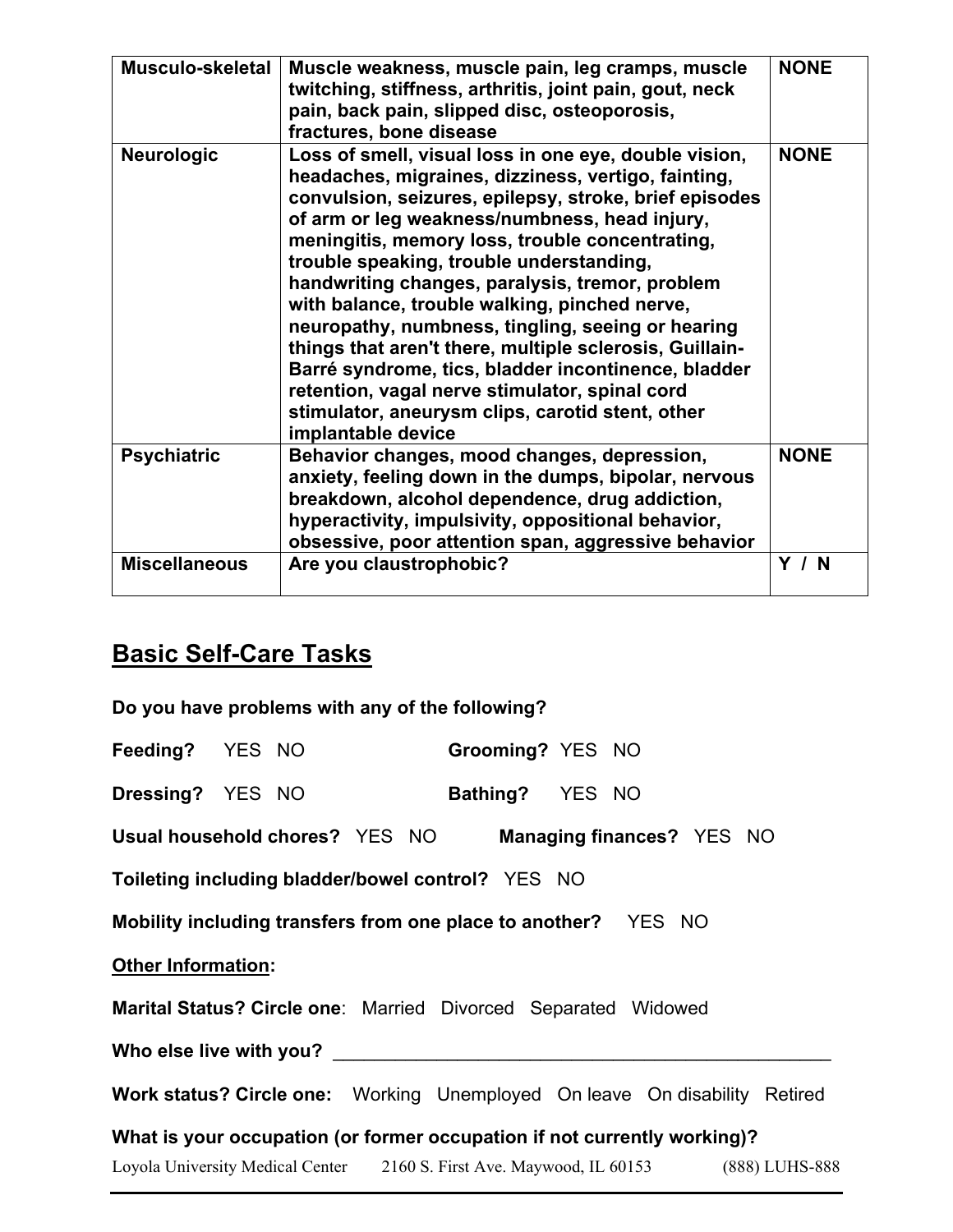| Musculo-skeletal | Muscle weakness, muscle pain, leg cramps, muscle twitching, stiffness, arthritis, joint pain, gout, neck pain, back pain, slipped disc, osteoporosis, fractures, bone disease | NONE |
|---|---|---|
| Neurologic | Loss of smell, visual loss in one eye, double vision, headaches, migraines, dizziness, vertigo, fainting, convulsion, seizures, epilepsy, stroke, brief episodes of arm or leg weakness/numbness, head injury, meningitis, memory loss, trouble concentrating, trouble speaking, trouble understanding, handwriting changes, paralysis, tremor, problem with balance, trouble walking, pinched nerve, neuropathy, numbness, tingling, seeing or hearing things that aren't there, multiple sclerosis, Guillain-Barré syndrome, tics, bladder incontinence, bladder retention, vagal nerve stimulator, spinal cord stimulator, aneurysm clips, carotid stent, other implantable device | NONE |
| Psychiatric | Behavior changes, mood changes, depression, anxiety, feeling down in the dumps, bipolar, nervous breakdown, alcohol dependence, drug addiction, hyperactivity, impulsivity, oppositional behavior, obsessive, poor attention span, aggressive behavior | NONE |
| Miscellaneous | Are you claustrophobic? | Y / N |

## Basic Self-Care Tasks

**Do you have problems with any of the following?**

**Feeding?** YES NO **Grooming?** YES NO

**Dressing?** YES NO **Bathing?** YES NO

**Usual household chores?** YES NO **Managing finances?** YES NO

**Toileting including bladder/bowel control?** YES NO

**Mobility including transfers from one place to another?** YES NO

**Other Information:**

**Marital Status? Circle one**: Married Divorced Separated Widowed

**Who else live with you?** ___________________________________________________

**Work status? Circle one:** Working Unemployed On leave On disability Retired

**What is your occupation (or former occupation if not currently working)?**

Loyola University Medical Center 2160 S. First Ave. Maywood, IL 60153 (888) LUHS-888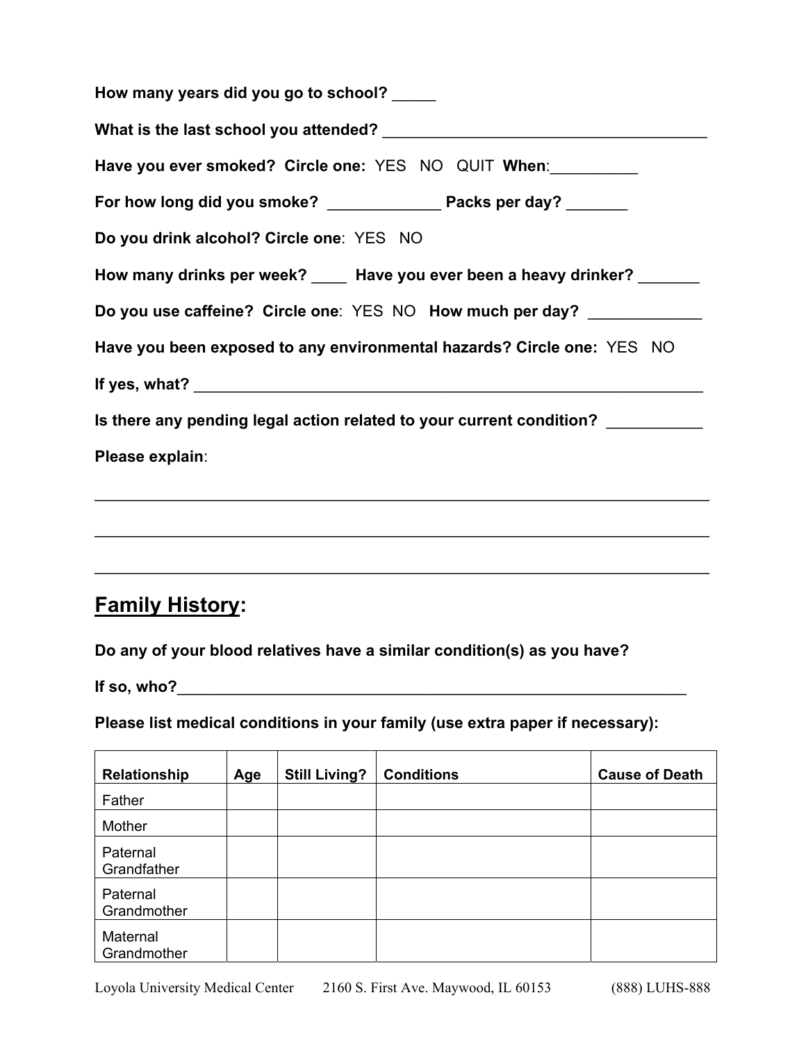**How many years did you go to school?** _____

**What is the last school you attended?** ______________________________________

**Have you ever smoked? Circle one:** YES NO QUIT **When**:__________

**For how long did you smoke?** _____________ **Packs per day?** _______

**Do you drink alcohol? Circle one**: YES NO

**How many drinks per week?** ____ **Have you ever been a heavy drinker?** _______

**Do you use caffeine? Circle one**: YES NO **How much per day?** _____________

**Have you been exposed to any environmental hazards? Circle one:** YES NO

**If yes, what?** _____________________________________________________________

**Is there any pending legal action related to your current condition?** ___________

**Please explain**:

_________________________________________________________________________

_________________________________________________________________________

_________________________________________________________________________

## <u>Family History</u>:

**Do any of your blood relatives have a similar condition(s) as you have?**

**If so, who?**______________________________________________________________

**Please list medical conditions in your family (use extra paper if necessary):**

| Relationship | Age | Still Living? | Conditions | Cause of Death |
|---|---|---|---|---|
| Father | | | | |
| Mother | | | | |
| Paternal Grandfather | | | | |
| Paternal Grandmother | | | | |
| Maternal Grandmother | | | | |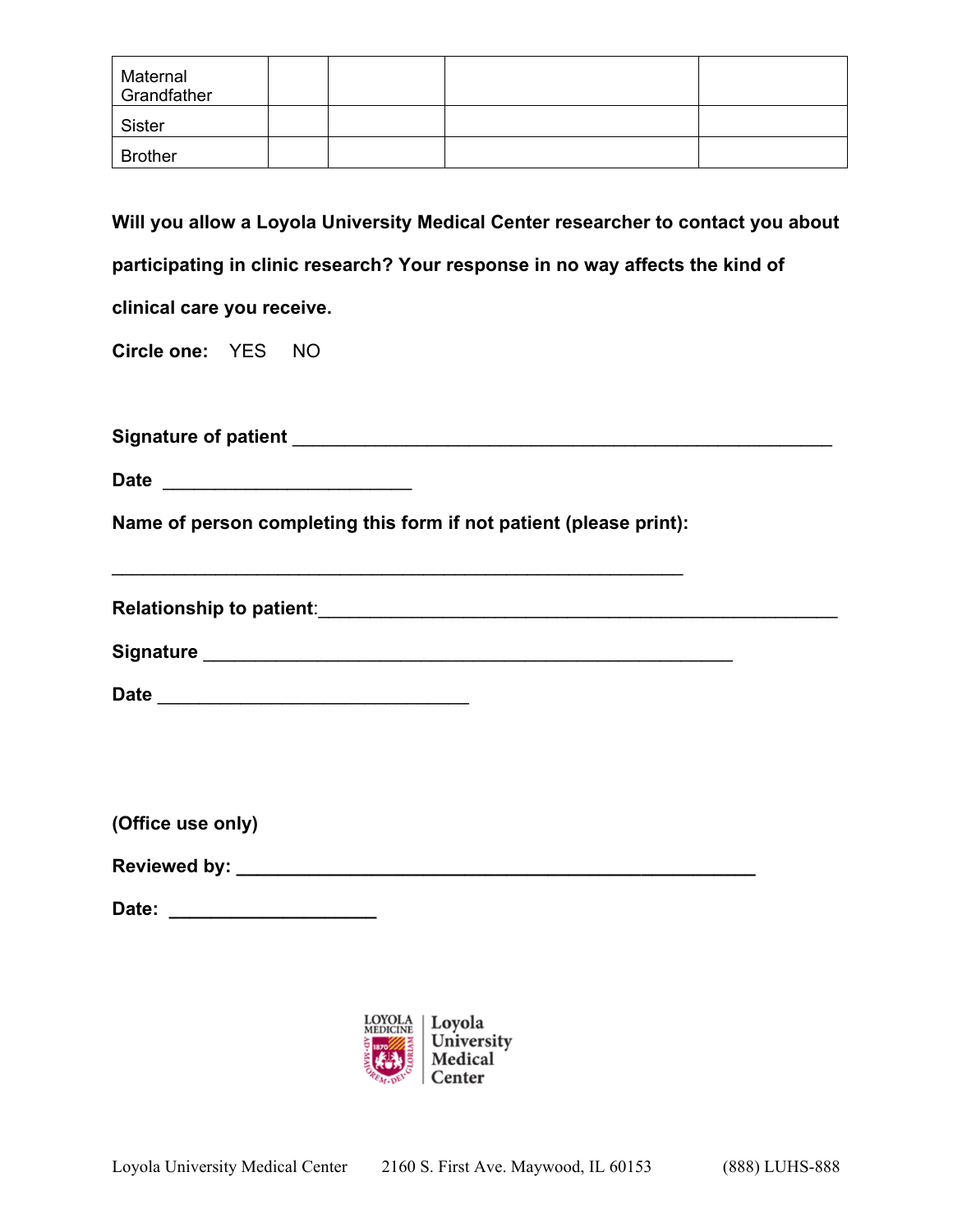| | | | | |
|---|---|---|---|---|
| Maternal Grandfather | | | | |
| Sister | | | | |
| Brother | | | | |

**Will you allow a Loyola University Medical Center researcher to contact you about participating in clinic research? Your response in no way affects the kind of clinical care you receive.**

**Circle one:** YES NO

**Signature of patient** _______________________________________________________

**Date** ________________________

**Name of person completing this form if not patient (please print):**

________________________________________________________

**Relationship to patient**:___________________________________________________

**Signature** ____________________________________________________

**Date** _______________________________

**(Office use only)**

**Reviewed by: ___________________________________________________**

**Date: ____________________**

Loyola Medicine | Loyola University Medical Center

Loyola University Medical Center 2160 S. First Ave. Maywood, IL 60153 (888) LUHS-888